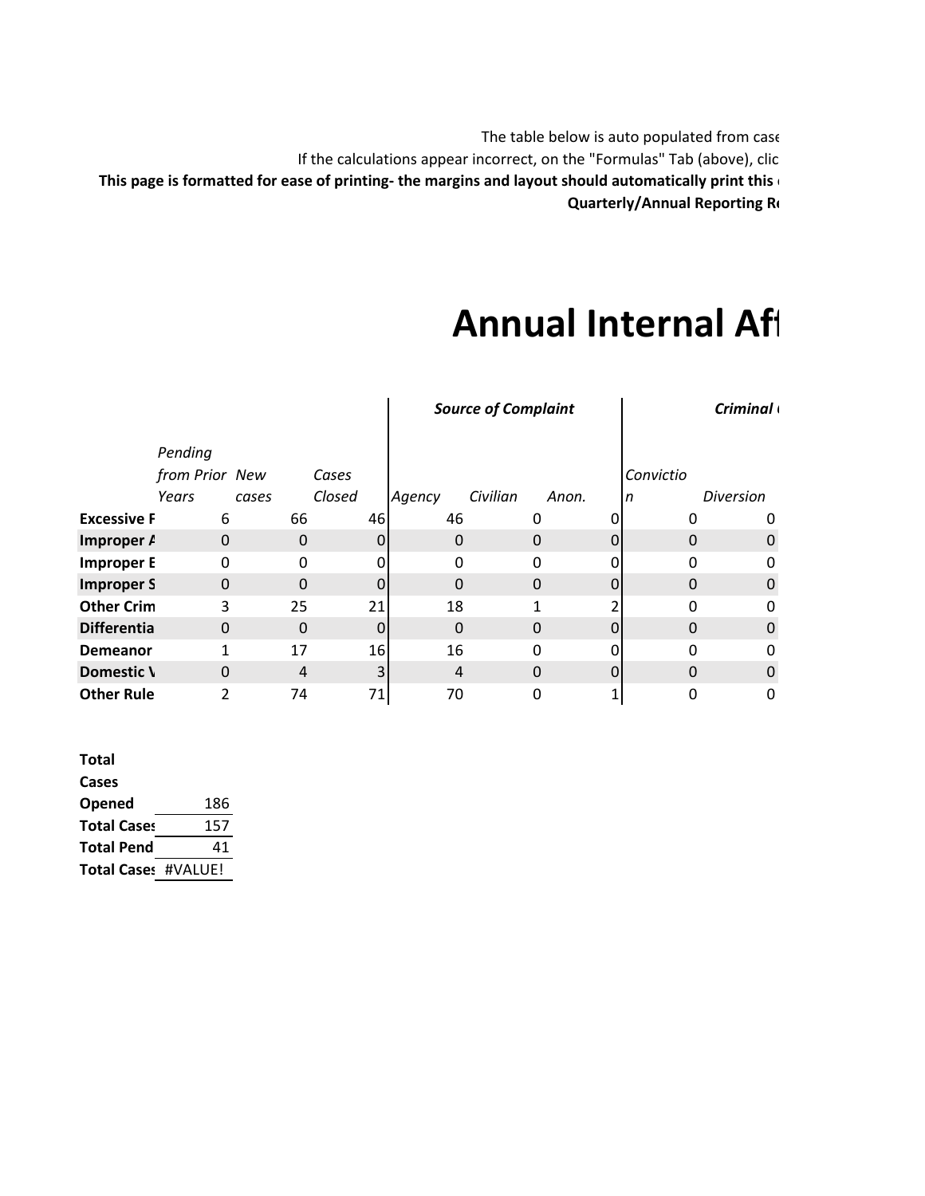The table below is auto populated from case

If the calculations appear incorrect, on the "Formulas" Tab (above), clic

**This page is formatted for ease of printing- the margins and layout should automatically print this**

**Quarterly/Annual Reporting R**

# Annual Internal Af

| | | | | *Source of Complaint* | | | *Criminal* | |
|---|---|---|---|---|---|---|---|---|
| | *Pending from Prior Years* | *New cases* | *Cases Closed* | *Agency* | *Civilian* | *Anon.* | *Conviction* | *Diversion* |
| **Excessive F** | 6 | 66 | 46 | 46 | 0 | 0 | 0 | 0 |
| **Improper A** | 0 | 0 | 0 | 0 | 0 | 0 | 0 | 0 |
| **Improper E** | 0 | 0 | 0 | 0 | 0 | 0 | 0 | 0 |
| **Improper S** | 0 | 0 | 0 | 0 | 0 | 0 | 0 | 0 |
| **Other Crim** | 3 | 25 | 21 | 18 | 1 | 2 | 0 | 0 |
| **Differentia** | 0 | 0 | 0 | 0 | 0 | 0 | 0 | 0 |
| **Demeanor** | 1 | 17 | 16 | 16 | 0 | 0 | 0 | 0 |
| **Domestic V** | 0 | 4 | 3 | 4 | 0 | 0 | 0 | 0 |
| **Other Rule** | 2 | 74 | 71 | 70 | 0 | 1 | 0 | 0 |

| | |
|---|---|
| **Total Cases Opened** | 186 |
| **Total Cases** | 157 |
| **Total Pend** | 41 |
| **Total Cases** | #VALUE! |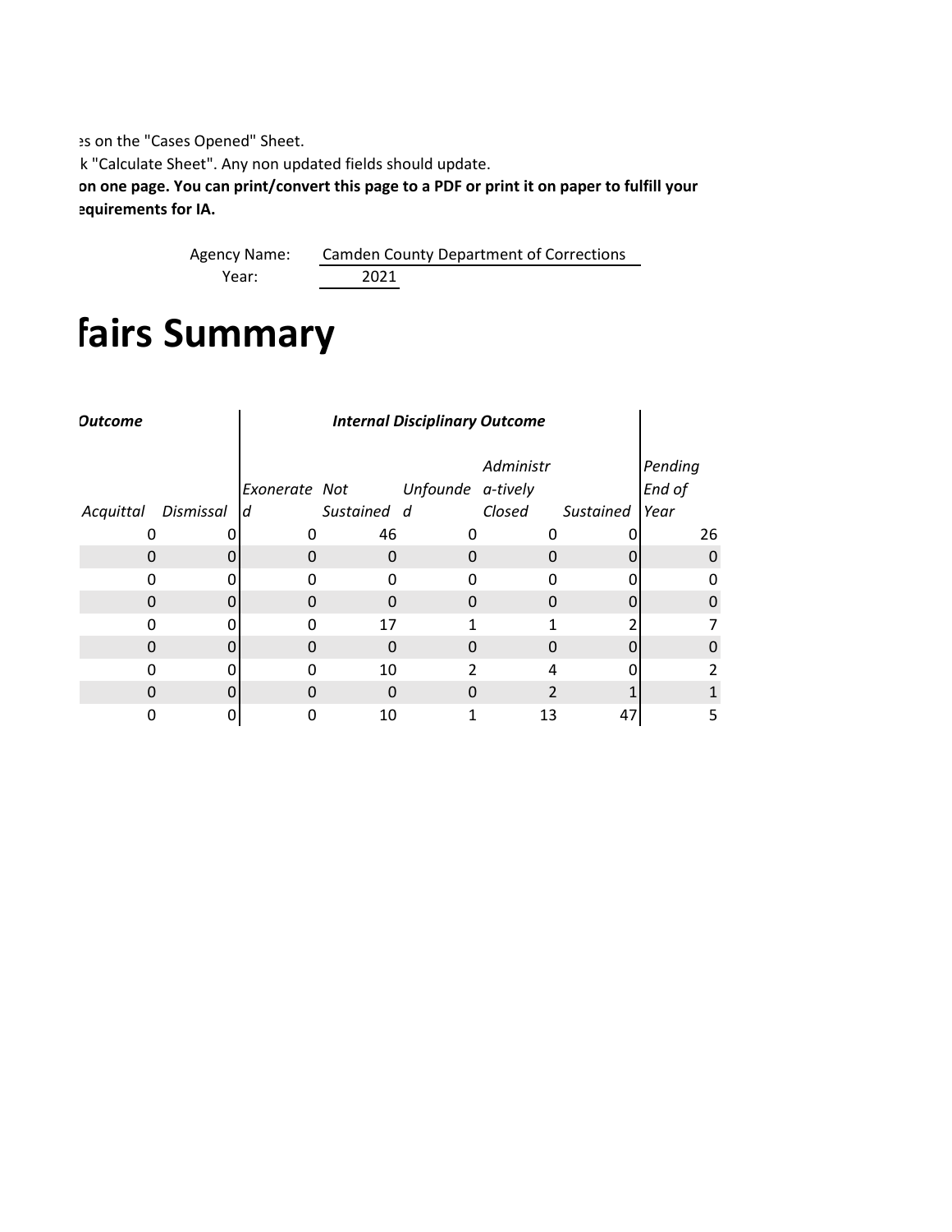es on the "Cases Opened" Sheet.

k "Calculate Sheet". Any non updated fields should update.

**on one page. You can print/convert this page to a PDF or print it on paper to fulfill your equirements for IA.**

Agency Name: Camden County Department of Corrections

Year: 2021

# fairs Summary

| *Outcome* | | *Internal Disciplinary Outcome* | | | | | |
|---|---|---|---|---|---|---|---|
| *Acquittal* | *Dismissal* | *Exonerated* | *Not Sustained* | *Unfounded* | *Administra-tively Closed* | *Sustained* | *Pending End of Year* |
| 0 | 0 | 0 | 46 | 0 | 0 | 0 | 26 |
| 0 | 0 | 0 | 0 | 0 | 0 | 0 | 0 |
| 0 | 0 | 0 | 0 | 0 | 0 | 0 | 0 |
| 0 | 0 | 0 | 0 | 0 | 0 | 0 | 0 |
| 0 | 0 | 0 | 17 | 1 | 1 | 2 | 7 |
| 0 | 0 | 0 | 0 | 0 | 0 | 0 | 0 |
| 0 | 0 | 0 | 10 | 2 | 4 | 0 | 2 |
| 0 | 0 | 0 | 0 | 0 | 2 | 1 | 1 |
| 0 | 0 | 0 | 10 | 1 | 13 | 47 | 5 |